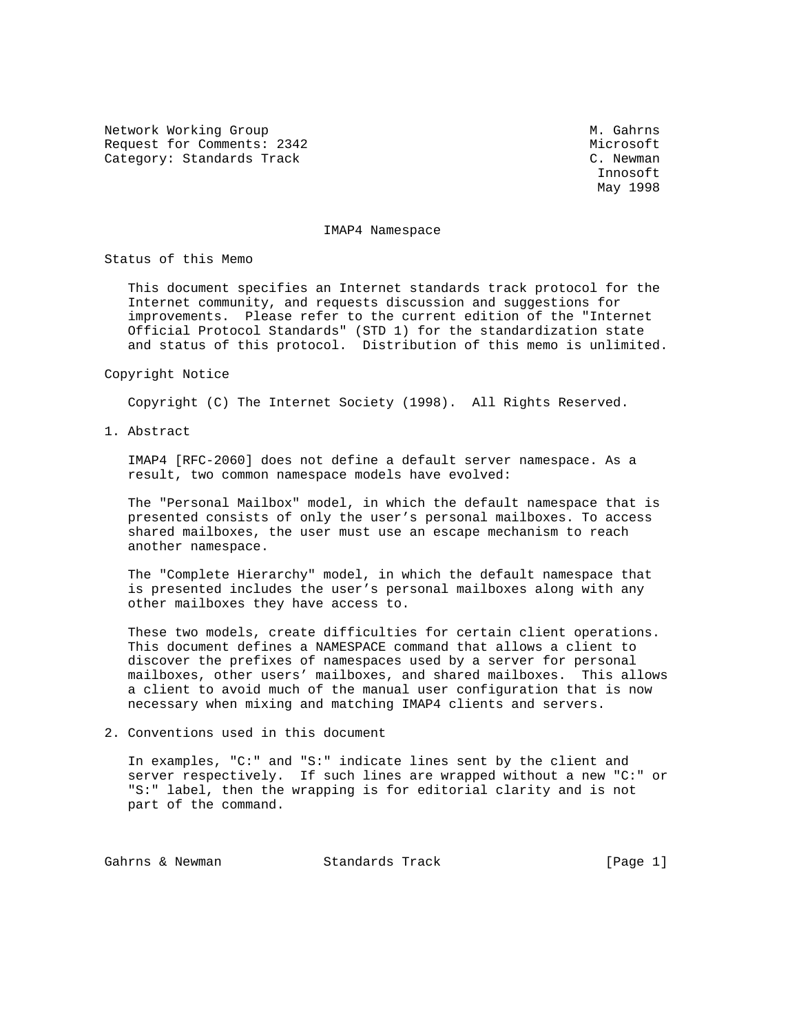Network Working Group M. Gahrns
Request for Comments: 2342 Microsoft
Category: Standards Track C. Newman
Innosoft
May 1998

# IMAP4 Namespace

## Status of this Memo

This document specifies an Internet standards track protocol for the Internet community, and requests discussion and suggestions for improvements. Please refer to the current edition of the "Internet Official Protocol Standards" (STD 1) for the standardization state and status of this protocol. Distribution of this memo is unlimited.

## Copyright Notice

Copyright (C) The Internet Society (1998). All Rights Reserved.

## 1. Abstract

IMAP4 [RFC-2060] does not define a default server namespace. As a result, two common namespace models have evolved:

The "Personal Mailbox" model, in which the default namespace that is presented consists of only the user's personal mailboxes. To access shared mailboxes, the user must use an escape mechanism to reach another namespace.

The "Complete Hierarchy" model, in which the default namespace that is presented includes the user's personal mailboxes along with any other mailboxes they have access to.

These two models, create difficulties for certain client operations. This document defines a NAMESPACE command that allows a client to discover the prefixes of namespaces used by a server for personal mailboxes, other users' mailboxes, and shared mailboxes. This allows a client to avoid much of the manual user configuration that is now necessary when mixing and matching IMAP4 clients and servers.

## 2. Conventions used in this document

In examples, "C:" and "S:" indicate lines sent by the client and server respectively. If such lines are wrapped without a new "C:" or "S:" label, then the wrapping is for editorial clarity and is not part of the command.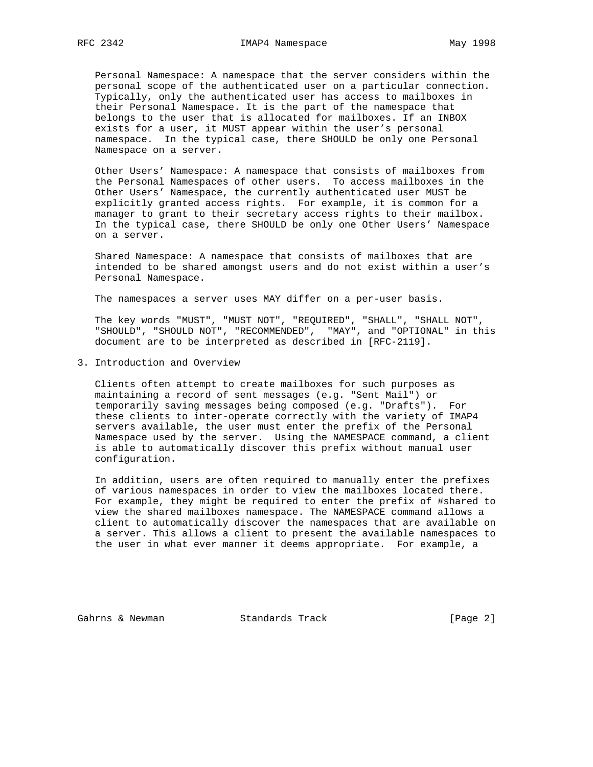Personal Namespace: A namespace that the server considers within the personal scope of the authenticated user on a particular connection. Typically, only the authenticated user has access to mailboxes in their Personal Namespace. It is the part of the namespace that belongs to the user that is allocated for mailboxes. If an INBOX exists for a user, it MUST appear within the user's personal namespace. In the typical case, there SHOULD be only one Personal Namespace on a server.

Other Users' Namespace: A namespace that consists of mailboxes from the Personal Namespaces of other users. To access mailboxes in the Other Users' Namespace, the currently authenticated user MUST be explicitly granted access rights. For example, it is common for a manager to grant to their secretary access rights to their mailbox. In the typical case, there SHOULD be only one Other Users' Namespace on a server.

Shared Namespace: A namespace that consists of mailboxes that are intended to be shared amongst users and do not exist within a user's Personal Namespace.

The namespaces a server uses MAY differ on a per-user basis.

The key words "MUST", "MUST NOT", "REQUIRED", "SHALL", "SHALL NOT", "SHOULD", "SHOULD NOT", "RECOMMENDED", "MAY", and "OPTIONAL" in this document are to be interpreted as described in [RFC-2119].

## 3. Introduction and Overview

Clients often attempt to create mailboxes for such purposes as maintaining a record of sent messages (e.g. "Sent Mail") or temporarily saving messages being composed (e.g. "Drafts"). For these clients to inter-operate correctly with the variety of IMAP4 servers available, the user must enter the prefix of the Personal Namespace used by the server. Using the NAMESPACE command, a client is able to automatically discover this prefix without manual user configuration.

In addition, users are often required to manually enter the prefixes of various namespaces in order to view the mailboxes located there. For example, they might be required to enter the prefix of #shared to view the shared mailboxes namespace. The NAMESPACE command allows a client to automatically discover the namespaces that are available on a server. This allows a client to present the available namespaces to the user in what ever manner it deems appropriate. For example, a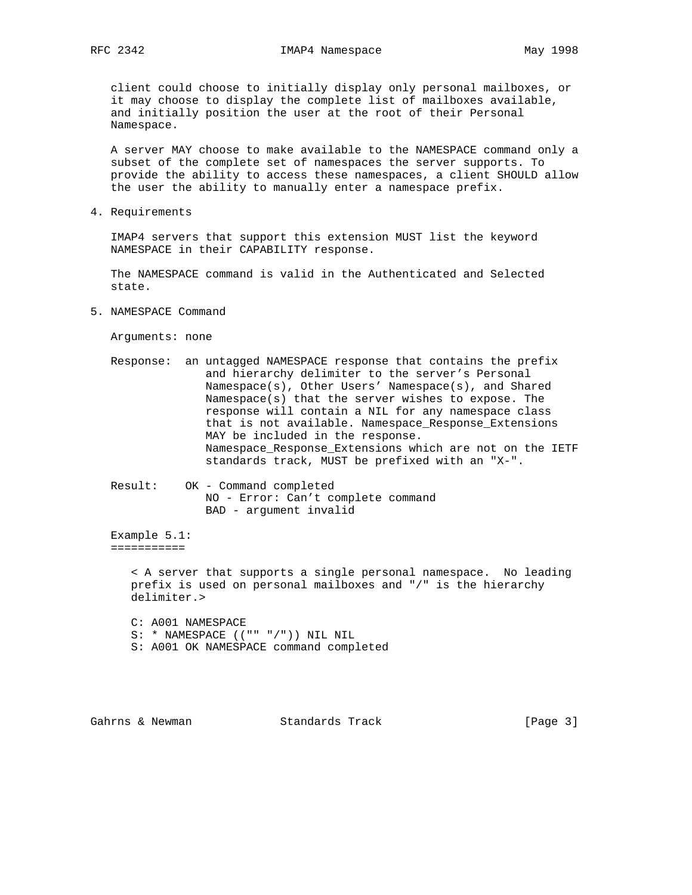client could choose to initially display only personal mailboxes, or it may choose to display the complete list of mailboxes available, and initially position the user at the root of their Personal Namespace.

A server MAY choose to make available to the NAMESPACE command only a subset of the complete set of namespaces the server supports. To provide the ability to access these namespaces, a client SHOULD allow the user the ability to manually enter a namespace prefix.

## 4. Requirements

IMAP4 servers that support this extension MUST list the keyword NAMESPACE in their CAPABILITY response.

The NAMESPACE command is valid in the Authenticated and Selected state.

## 5. NAMESPACE Command

Arguments: none

Response: an untagged NAMESPACE response that contains the prefix and hierarchy delimiter to the server's Personal Namespace(s), Other Users' Namespace(s), and Shared Namespace(s) that the server wishes to expose. The response will contain a NIL for any namespace class that is not available. Namespace_Response_Extensions MAY be included in the response. Namespace_Response_Extensions which are not on the IETF standards track, MUST be prefixed with an "X-".

Result: OK - Command completed
NO - Error: Can't complete command
BAD - argument invalid

Example 5.1:
===========

```
< A server that supports a single personal namespace.  No leading
prefix is used on personal mailboxes and "/" is the hierarchy
delimiter.>

C: A001 NAMESPACE
S: * NAMESPACE (("" "/")) NIL NIL
S: A001 OK NAMESPACE command completed
```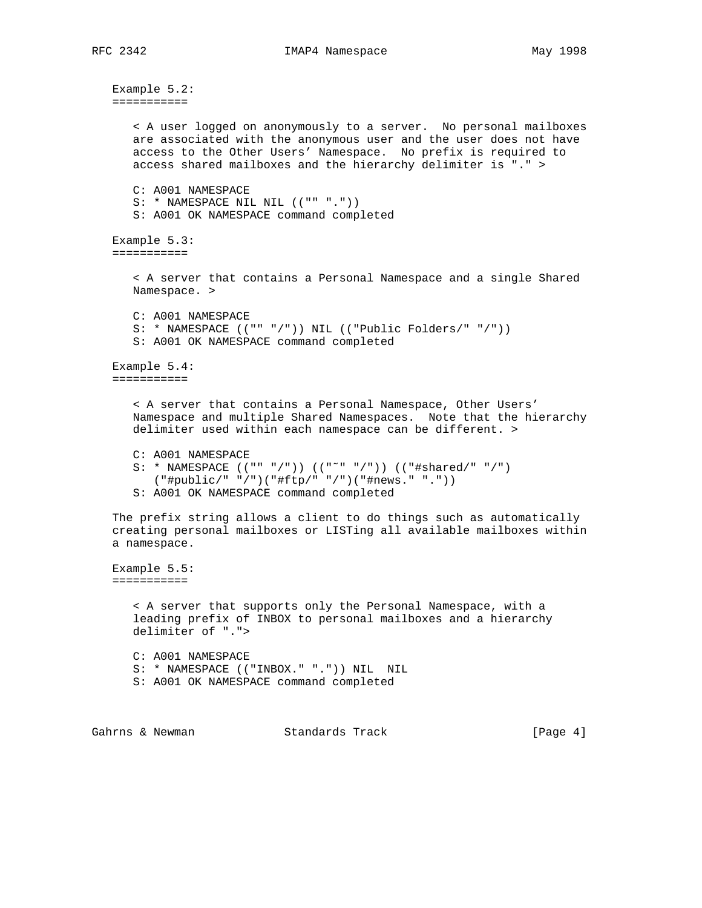Example 5.2:
===========

```
< A user logged on anonymously to a server.  No personal mailboxes
are associated with the anonymous user and the user does not have
access to the Other Users' Namespace.  No prefix is required to
access shared mailboxes and the hierarchy delimiter is "." >

C: A001 NAMESPACE
S: * NAMESPACE NIL NIL (("" "."))
S: A001 OK NAMESPACE command completed
```

Example 5.3:
===========

```
< A server that contains a Personal Namespace and a single Shared
Namespace. >

C: A001 NAMESPACE
S: * NAMESPACE (("" "/")) NIL (("Public Folders/" "/"))
S: A001 OK NAMESPACE command completed
```

Example 5.4:
===========

```
< A server that contains a Personal Namespace, Other Users'
Namespace and multiple Shared Namespaces.  Note that the hierarchy
delimiter used within each namespace can be different. >

C: A001 NAMESPACE
S: * NAMESPACE (("" "/")) (("~" "/")) (("#shared/" "/")
   ("#public/" "/")("#ftp/" "/")("#news." "."))
S: A001 OK NAMESPACE command completed
```

The prefix string allows a client to do things such as automatically creating personal mailboxes or LISTing all available mailboxes within a namespace.

Example 5.5:
===========

```
< A server that supports only the Personal Namespace, with a
leading prefix of INBOX to personal mailboxes and a hierarchy
delimiter of ".">

C: A001 NAMESPACE
S: * NAMESPACE (("INBOX." ".")) NIL  NIL
S: A001 OK NAMESPACE command completed
```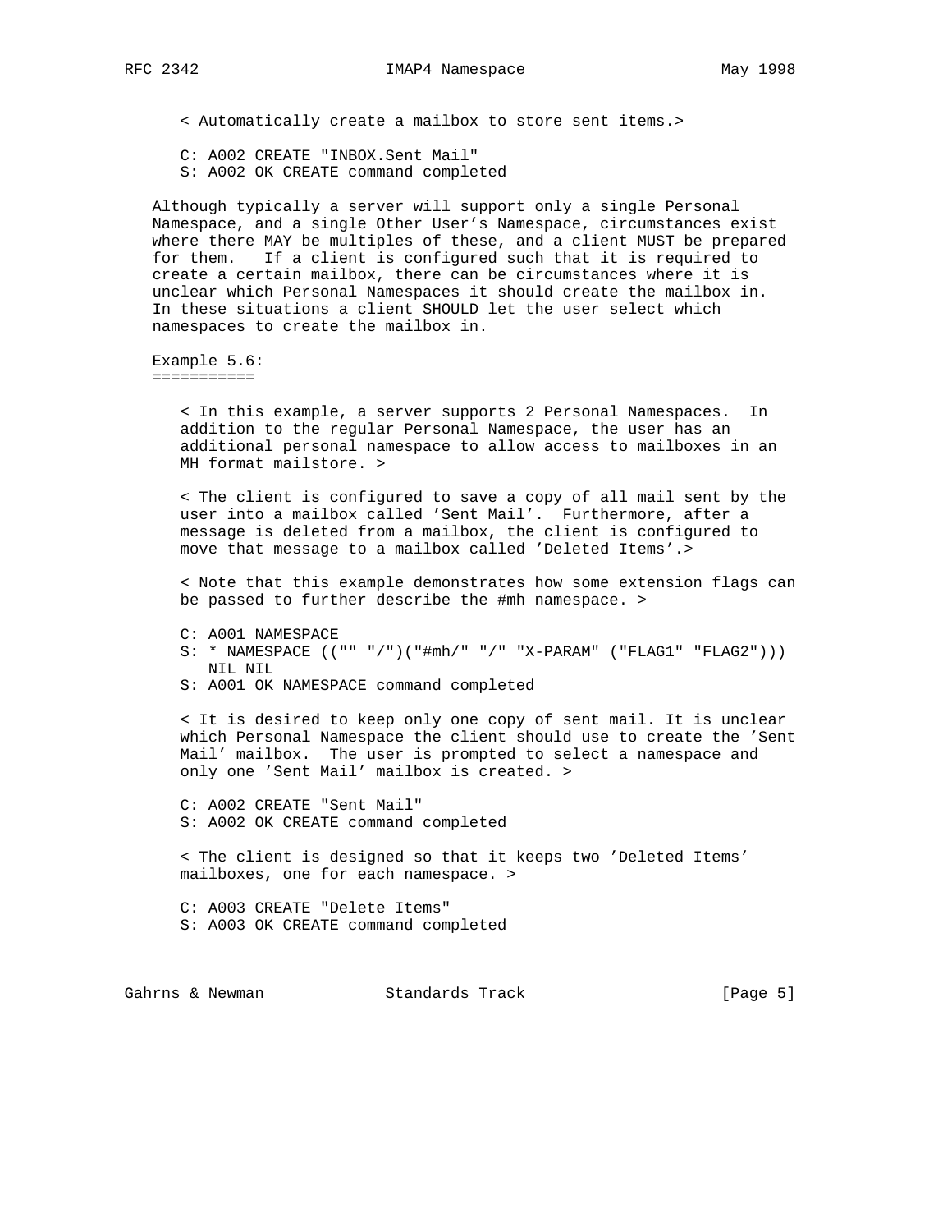```
< Automatically create a mailbox to store sent items.>

C: A002 CREATE "INBOX.Sent Mail"
S: A002 OK CREATE command completed
```

Although typically a server will support only a single Personal Namespace, and a single Other User's Namespace, circumstances exist where there MAY be multiples of these, and a client MUST be prepared for them. If a client is configured such that it is required to create a certain mailbox, there can be circumstances where it is unclear which Personal Namespaces it should create the mailbox in. In these situations a client SHOULD let the user select which namespaces to create the mailbox in.

Example 5.6:
===========

```
< In this example, a server supports 2 Personal Namespaces.  In
addition to the regular Personal Namespace, the user has an
additional personal namespace to allow access to mailboxes in an
MH format mailstore. >

< The client is configured to save a copy of all mail sent by the
user into a mailbox called 'Sent Mail'.  Furthermore, after a
message is deleted from a mailbox, the client is configured to
move that message to a mailbox called 'Deleted Items'.>

< Note that this example demonstrates how some extension flags can
be passed to further describe the #mh namespace. >

C: A001 NAMESPACE
S: * NAMESPACE (("" "/")("#mh/" "/" "X-PARAM" ("FLAG1" "FLAG2")))
   NIL NIL
S: A001 OK NAMESPACE command completed

< It is desired to keep only one copy of sent mail. It is unclear
which Personal Namespace the client should use to create the 'Sent
Mail' mailbox.  The user is prompted to select a namespace and
only one 'Sent Mail' mailbox is created. >

C: A002 CREATE "Sent Mail"
S: A002 OK CREATE command completed

< The client is designed so that it keeps two 'Deleted Items'
mailboxes, one for each namespace. >

C: A003 CREATE "Delete Items"
S: A003 OK CREATE command completed
```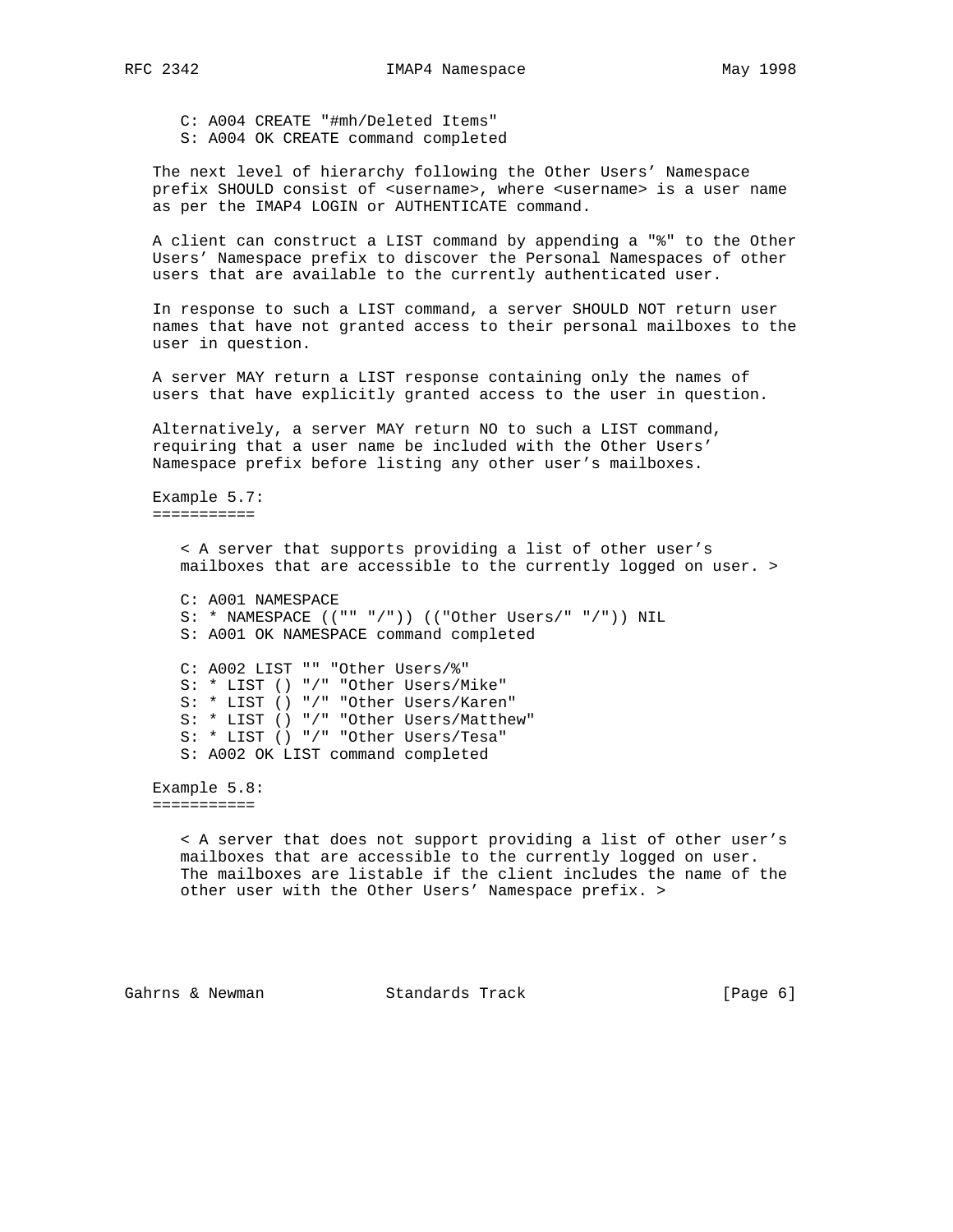```
C: A004 CREATE "#mh/Deleted Items"
S: A004 OK CREATE command completed
```

The next level of hierarchy following the Other Users' Namespace prefix SHOULD consist of <username>, where <username> is a user name as per the IMAP4 LOGIN or AUTHENTICATE command.

A client can construct a LIST command by appending a "%" to the Other Users' Namespace prefix to discover the Personal Namespaces of other users that are available to the currently authenticated user.

In response to such a LIST command, a server SHOULD NOT return user names that have not granted access to their personal mailboxes to the user in question.

A server MAY return a LIST response containing only the names of users that have explicitly granted access to the user in question.

Alternatively, a server MAY return NO to such a LIST command, requiring that a user name be included with the Other Users' Namespace prefix before listing any other user's mailboxes.

Example 5.7:
===========

< A server that supports providing a list of other user's mailboxes that are accessible to the currently logged on user. >

```
C: A001 NAMESPACE
S: * NAMESPACE (("" "/")) (("Other Users/" "/")) NIL
S: A001 OK NAMESPACE command completed

C: A002 LIST "" "Other Users/%"
S: * LIST () "/" "Other Users/Mike"
S: * LIST () "/" "Other Users/Karen"
S: * LIST () "/" "Other Users/Matthew"
S: * LIST () "/" "Other Users/Tesa"
S: A002 OK LIST command completed
```

Example 5.8:
===========

< A server that does not support providing a list of other user's mailboxes that are accessible to the currently logged on user. The mailboxes are listable if the client includes the name of the other user with the Other Users' Namespace prefix. >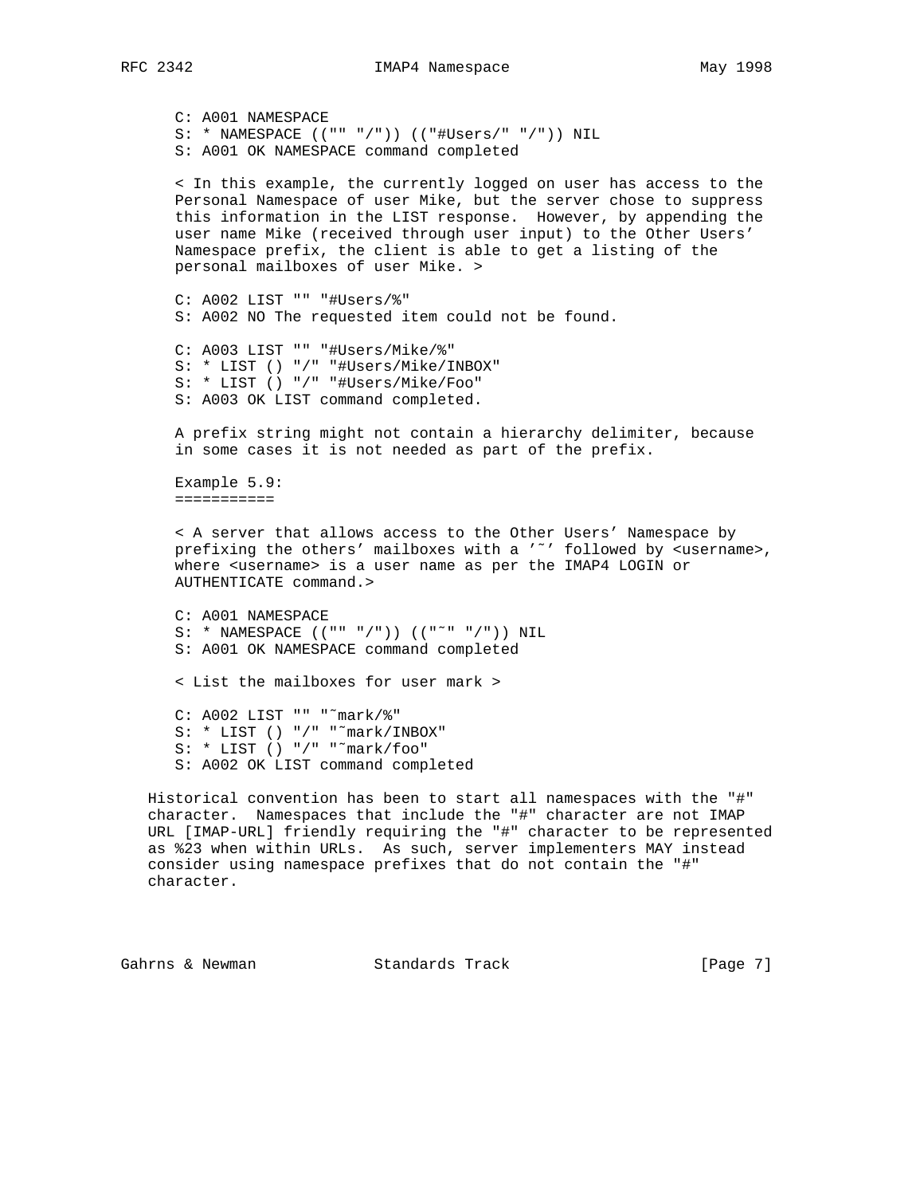```
C: A001 NAMESPACE
S: * NAMESPACE (("" "/")) (("#Users/" "/")) NIL
S: A001 OK NAMESPACE command completed
```

< In this example, the currently logged on user has access to the Personal Namespace of user Mike, but the server chose to suppress this information in the LIST response. However, by appending the user name Mike (received through user input) to the Other Users' Namespace prefix, the client is able to get a listing of the personal mailboxes of user Mike. >

```
C: A002 LIST "" "#Users/%"
S: A002 NO The requested item could not be found.

C: A003 LIST "" "#Users/Mike/%"
S: * LIST () "/" "#Users/Mike/INBOX"
S: * LIST () "/" "#Users/Mike/Foo"
S: A003 OK LIST command completed.
```

A prefix string might not contain a hierarchy delimiter, because in some cases it is not needed as part of the prefix.

Example 5.9:
===========

< A server that allows access to the Other Users' Namespace by prefixing the others' mailboxes with a '~' followed by <username>, where <username> is a user name as per the IMAP4 LOGIN or AUTHENTICATE command.>

```
C: A001 NAMESPACE
S: * NAMESPACE (("" "/")) (("~" "/")) NIL
S: A001 OK NAMESPACE command completed
```

< List the mailboxes for user mark >

```
C: A002 LIST "" "~mark/%"
S: * LIST () "/" "~mark/INBOX"
S: * LIST () "/" "~mark/foo"
S: A002 OK LIST command completed
```

Historical convention has been to start all namespaces with the "#" character. Namespaces that include the "#" character are not IMAP URL [IMAP-URL] friendly requiring the "#" character to be represented as %23 when within URLs. As such, server implementers MAY instead consider using namespace prefixes that do not contain the "#" character.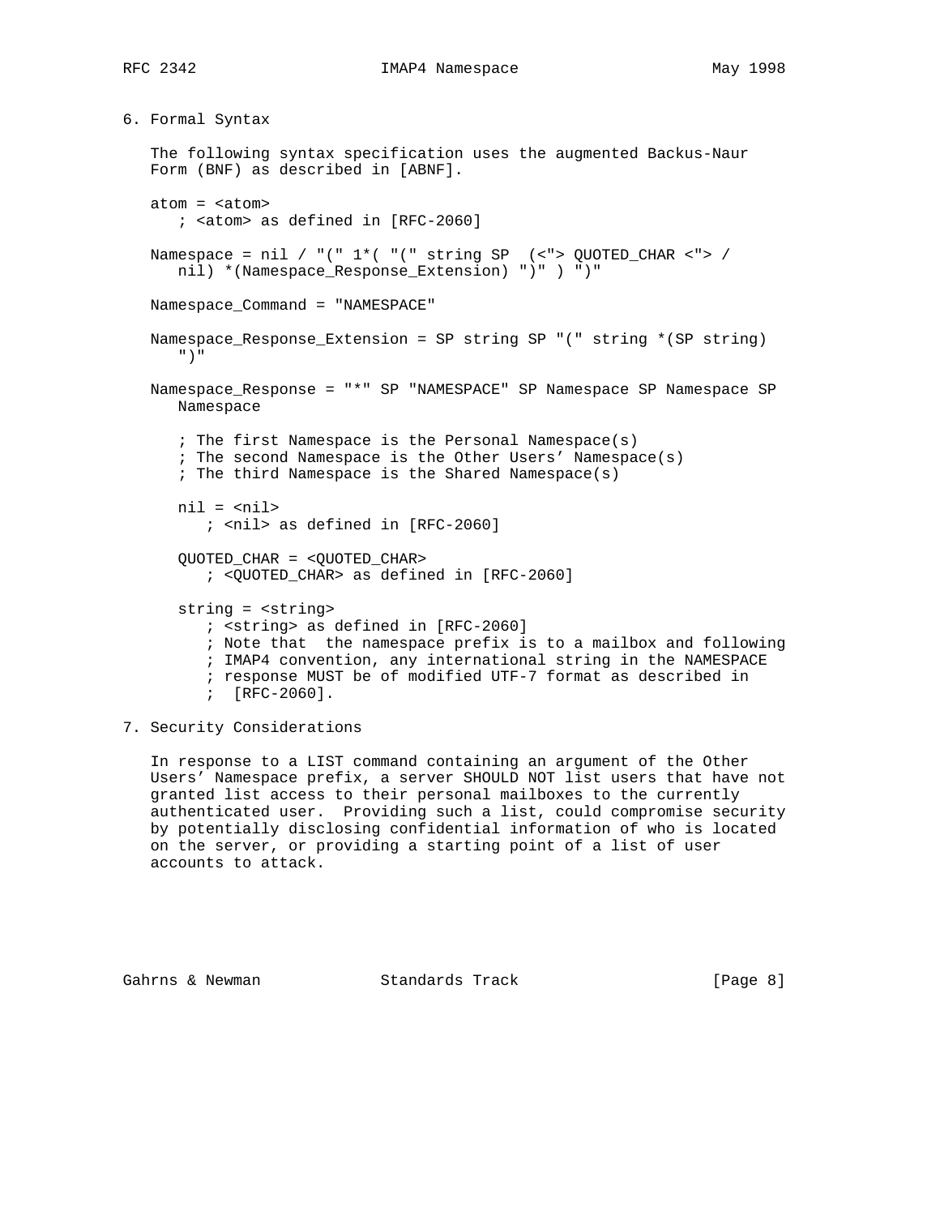## 6. Formal Syntax

The following syntax specification uses the augmented Backus-Naur Form (BNF) as described in [ABNF].

```
atom = <atom>
   ; <atom> as defined in [RFC-2060]

Namespace = nil / "(" 1*( "(" string SP  (<"> QUOTED_CHAR <"> /
   nil) *(Namespace_Response_Extension) ")" ) ")"

Namespace_Command = "NAMESPACE"

Namespace_Response_Extension = SP string SP "(" string *(SP string)
   ")"

Namespace_Response = "*" SP "NAMESPACE" SP Namespace SP Namespace SP
   Namespace

   ; The first Namespace is the Personal Namespace(s)
   ; The second Namespace is the Other Users' Namespace(s)
   ; The third Namespace is the Shared Namespace(s)

   nil = <nil>
      ; <nil> as defined in [RFC-2060]

   QUOTED_CHAR = <QUOTED_CHAR>
      ; <QUOTED_CHAR> as defined in [RFC-2060]

   string = <string>
      ; <string> as defined in [RFC-2060]
      ; Note that  the namespace prefix is to a mailbox and following
      ; IMAP4 convention, any international string in the NAMESPACE
      ; response MUST be of modified UTF-7 format as described in
      ;  [RFC-2060].
```

## 7. Security Considerations

In response to a LIST command containing an argument of the Other Users' Namespace prefix, a server SHOULD NOT list users that have not granted list access to their personal mailboxes to the currently authenticated user. Providing such a list, could compromise security by potentially disclosing confidential information of who is located on the server, or providing a starting point of a list of user accounts to attack.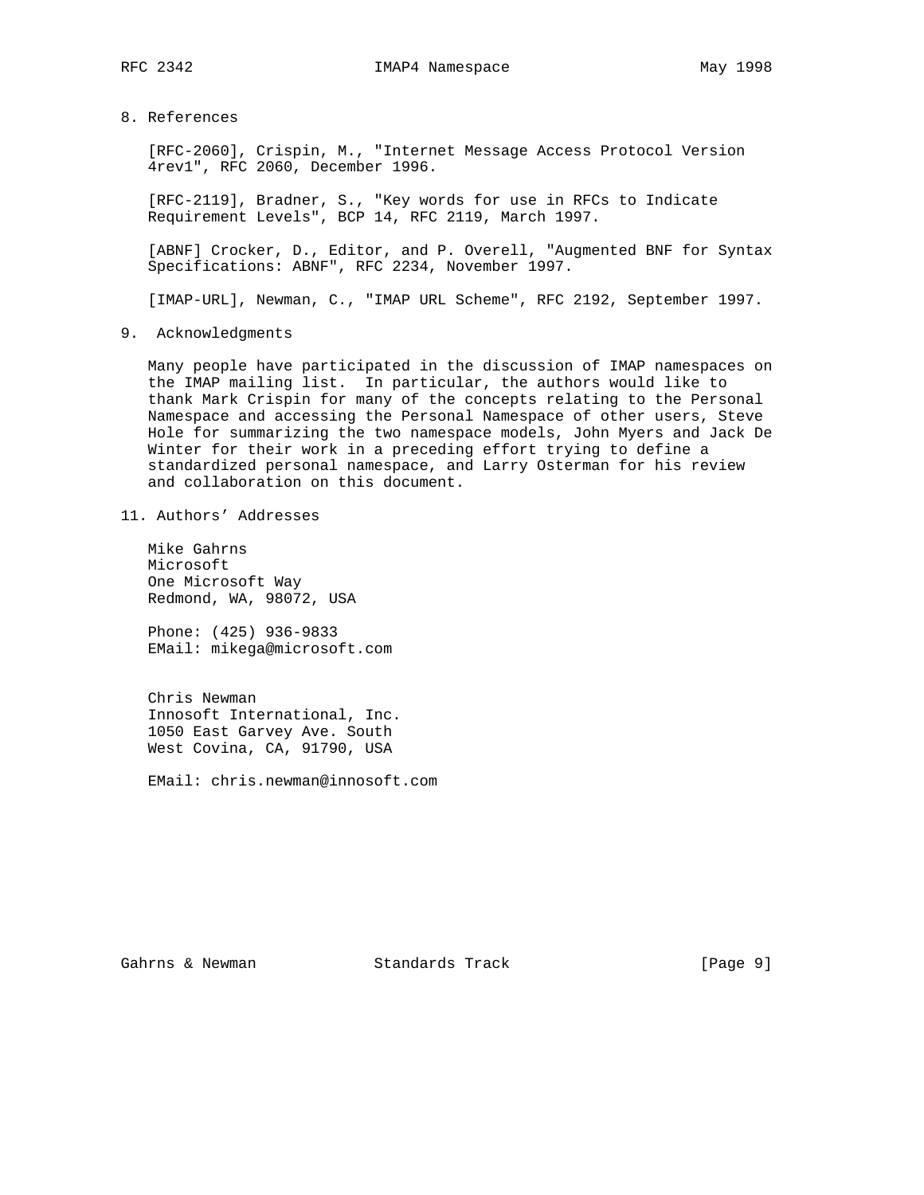## 8. References

[RFC-2060], Crispin, M., "Internet Message Access Protocol Version 4rev1", RFC 2060, December 1996.

[RFC-2119], Bradner, S., "Key words for use in RFCs to Indicate Requirement Levels", BCP 14, RFC 2119, March 1997.

[ABNF] Crocker, D., Editor, and P. Overell, "Augmented BNF for Syntax Specifications: ABNF", RFC 2234, November 1997.

[IMAP-URL], Newman, C., "IMAP URL Scheme", RFC 2192, September 1997.

## 9. Acknowledgments

Many people have participated in the discussion of IMAP namespaces on the IMAP mailing list. In particular, the authors would like to thank Mark Crispin for many of the concepts relating to the Personal Namespace and accessing the Personal Namespace of other users, Steve Hole for summarizing the two namespace models, John Myers and Jack De Winter for their work in a preceding effort trying to define a standardized personal namespace, and Larry Osterman for his review and collaboration on this document.

## 11. Authors' Addresses

Mike Gahrns
Microsoft
One Microsoft Way
Redmond, WA, 98072, USA

Phone: (425) 936-9833
EMail: mikega@microsoft.com

Chris Newman
Innosoft International, Inc.
1050 East Garvey Ave. South
West Covina, CA, 91790, USA

EMail: chris.newman@innosoft.com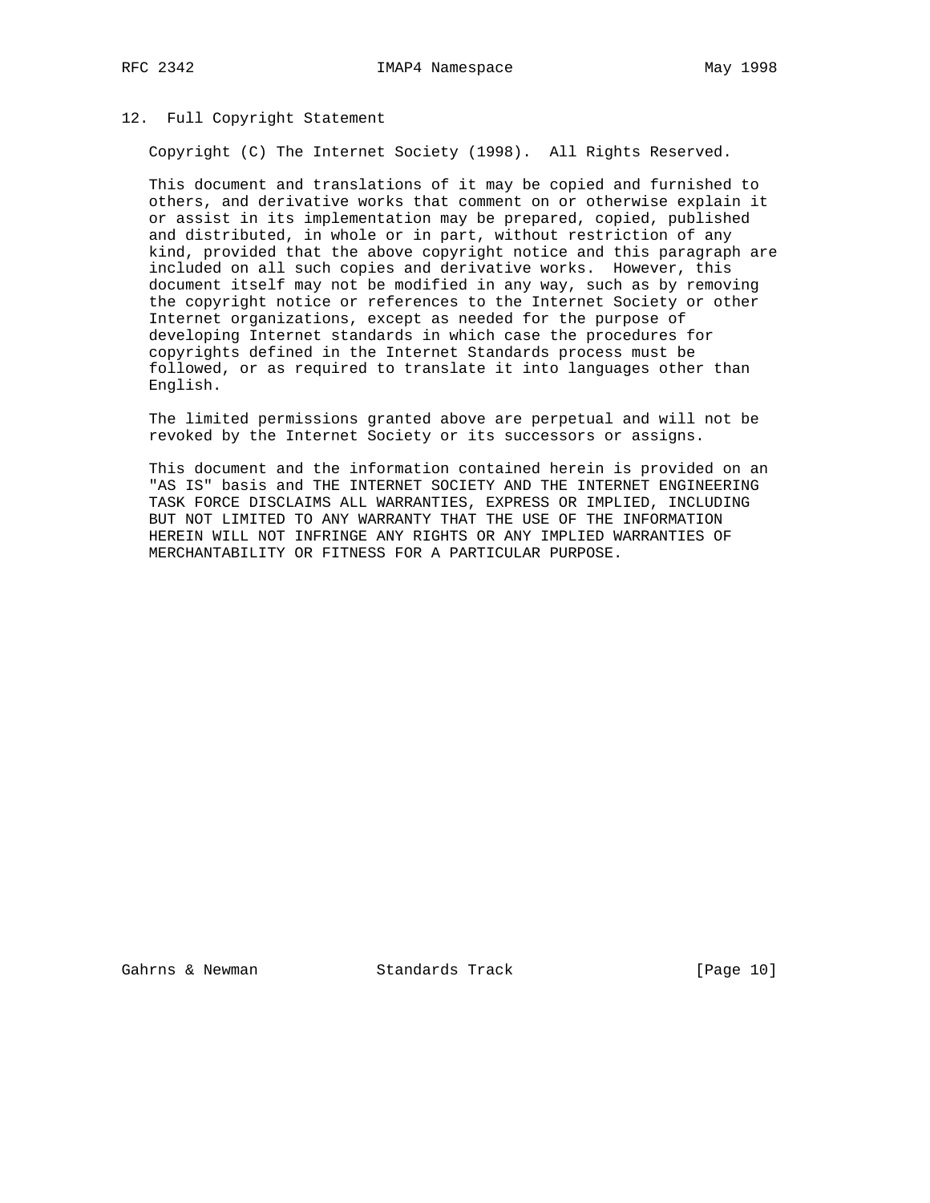## 12. Full Copyright Statement

Copyright (C) The Internet Society (1998). All Rights Reserved.

This document and translations of it may be copied and furnished to others, and derivative works that comment on or otherwise explain it or assist in its implementation may be prepared, copied, published and distributed, in whole or in part, without restriction of any kind, provided that the above copyright notice and this paragraph are included on all such copies and derivative works. However, this document itself may not be modified in any way, such as by removing the copyright notice or references to the Internet Society or other Internet organizations, except as needed for the purpose of developing Internet standards in which case the procedures for copyrights defined in the Internet Standards process must be followed, or as required to translate it into languages other than English.

The limited permissions granted above are perpetual and will not be revoked by the Internet Society or its successors or assigns.

This document and the information contained herein is provided on an "AS IS" basis and THE INTERNET SOCIETY AND THE INTERNET ENGINEERING TASK FORCE DISCLAIMS ALL WARRANTIES, EXPRESS OR IMPLIED, INCLUDING BUT NOT LIMITED TO ANY WARRANTY THAT THE USE OF THE INFORMATION HEREIN WILL NOT INFRINGE ANY RIGHTS OR ANY IMPLIED WARRANTIES OF MERCHANTABILITY OR FITNESS FOR A PARTICULAR PURPOSE.